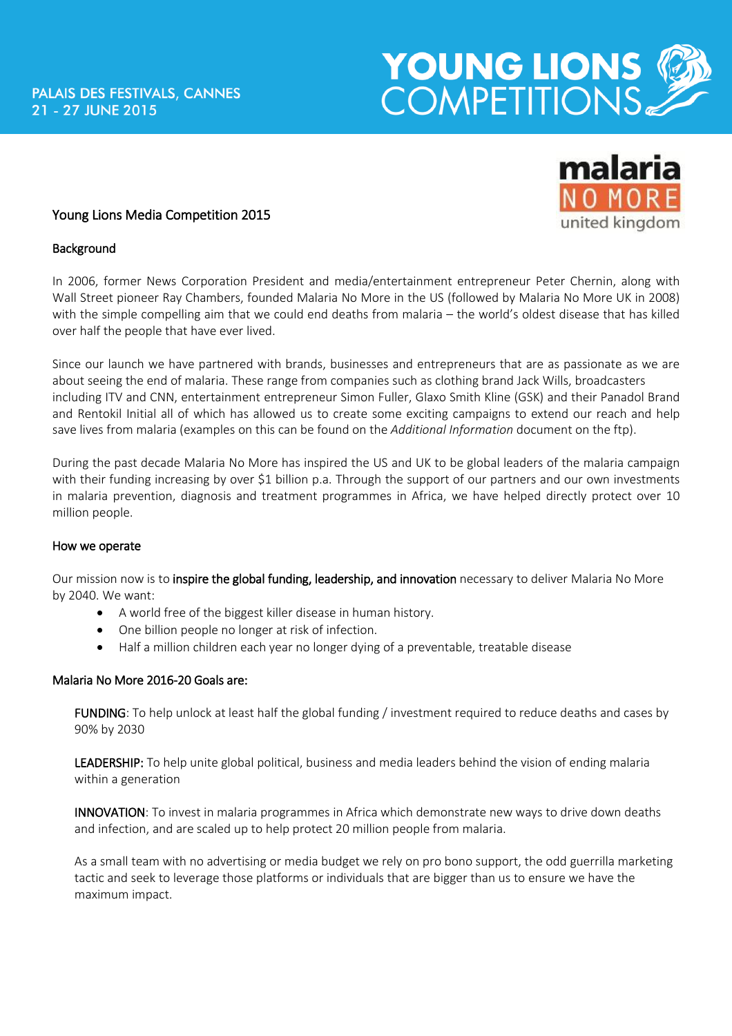PALAIS DES FESTIVALS, CANNES
21 - 27 JUNE 2015

YOUNG LIONS COMPETITIONS

malaria NO MORE united kingdom

# Young Lions Media Competition 2015

## Background

In 2006, former News Corporation President and media/entertainment entrepreneur Peter Chernin, along with Wall Street pioneer Ray Chambers, founded Malaria No More in the US (followed by Malaria No More UK in 2008) with the simple compelling aim that we could end deaths from malaria – the world's oldest disease that has killed over half the people that have ever lived.

Since our launch we have partnered with brands, businesses and entrepreneurs that are as passionate as we are about seeing the end of malaria. These range from companies such as clothing brand Jack Wills, broadcasters including ITV and CNN, entertainment entrepreneur Simon Fuller, Glaxo Smith Kline (GSK) and their Panadol Brand and Rentokil Initial all of which has allowed us to create some exciting campaigns to extend our reach and help save lives from malaria (examples on this can be found on the *Additional Information* document on the ftp).

During the past decade Malaria No More has inspired the US and UK to be global leaders of the malaria campaign with their funding increasing by over $1 billion p.a. Through the support of our partners and our own investments in malaria prevention, diagnosis and treatment programmes in Africa, we have helped directly protect over 10 million people.

## How we operate

Our mission now is to **inspire the global funding, leadership, and innovation** necessary to deliver Malaria No More by 2040. We want:

- A world free of the biggest killer disease in human history.
- One billion people no longer at risk of infection.
- Half a million children each year no longer dying of a preventable, treatable disease

## Malaria No More 2016-20 Goals are:

FUNDING: To help unlock at least half the global funding / investment required to reduce deaths and cases by 90% by 2030

LEADERSHIP: To help unite global political, business and media leaders behind the vision of ending malaria within a generation

INNOVATION: To invest in malaria programmes in Africa which demonstrate new ways to drive down deaths and infection, and are scaled up to help protect 20 million people from malaria.

As a small team with no advertising or media budget we rely on pro bono support, the odd guerrilla marketing tactic and seek to leverage those platforms or individuals that are bigger than us to ensure we have the maximum impact.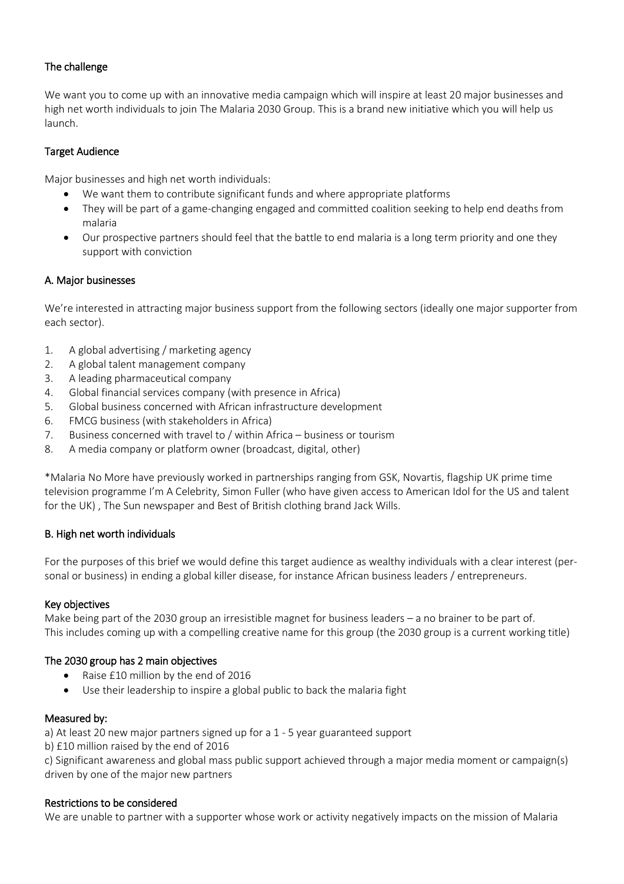## The challenge

We want you to come up with an innovative media campaign which will inspire at least 20 major businesses and high net worth individuals to join The Malaria 2030 Group. This is a brand new initiative which you will help us launch.

## Target Audience

Major businesses and high net worth individuals:

- We want them to contribute significant funds and where appropriate platforms
- They will be part of a game-changing engaged and committed coalition seeking to help end deaths from malaria
- Our prospective partners should feel that the battle to end malaria is a long term priority and one they support with conviction

## A. Major businesses

We're interested in attracting major business support from the following sectors (ideally one major supporter from each sector).

1. A global advertising / marketing agency
2. A global talent management company
3. A leading pharmaceutical company
4. Global financial services company (with presence in Africa)
5. Global business concerned with African infrastructure development
6. FMCG business (with stakeholders in Africa)
7. Business concerned with travel to / within Africa – business or tourism
8. A media company or platform owner (broadcast, digital, other)

*Malaria No More have previously worked in partnerships ranging from GSK, Novartis, flagship UK prime time television programme I'm A Celebrity, Simon Fuller (who have given access to American Idol for the US and talent for the UK) , The Sun newspaper and Best of British clothing brand Jack Wills.

## B. High net worth individuals

For the purposes of this brief we would define this target audience as wealthy individuals with a clear interest (personal or business) in ending a global killer disease, for instance African business leaders / entrepreneurs.

## Key objectives

Make being part of the 2030 group an irresistible magnet for business leaders – a no brainer to be part of. This includes coming up with a compelling creative name for this group (the 2030 group is a current working title)

## The 2030 group has 2 main objectives

- Raise £10 million by the end of 2016
- Use their leadership to inspire a global public to back the malaria fight

## Measured by:

a) At least 20 new major partners signed up for a 1 - 5 year guaranteed support
b) £10 million raised by the end of 2016
c) Significant awareness and global mass public support achieved through a major media moment or campaign(s) driven by one of the major new partners

## Restrictions to be considered

We are unable to partner with a supporter whose work or activity negatively impacts on the mission of Malaria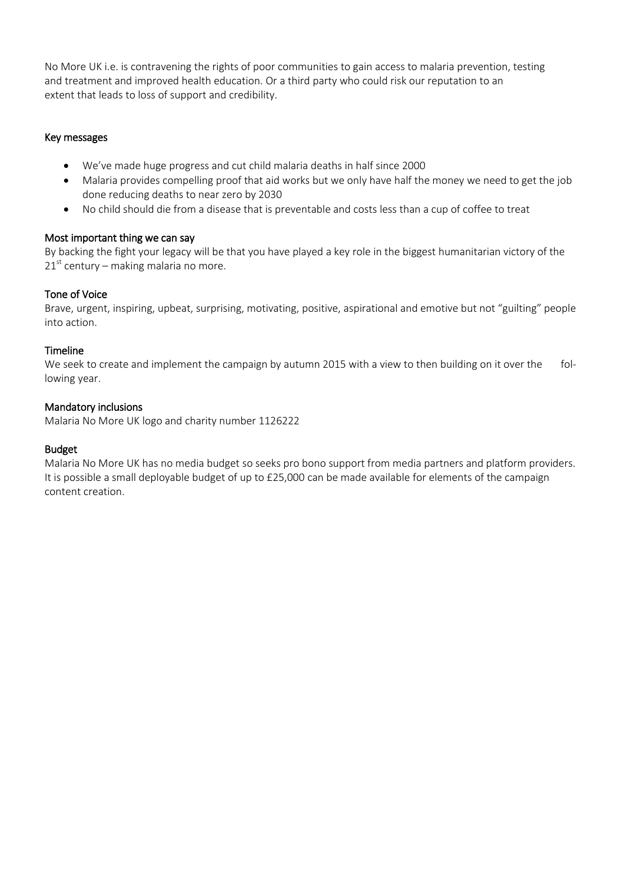No More UK i.e. is contravening the rights of poor communities to gain access to malaria prevention, testing and treatment and improved health education. Or a third party who could risk our reputation to an extent that leads to loss of support and credibility.

### Key messages

- We've made huge progress and cut child malaria deaths in half since 2000
- Malaria provides compelling proof that aid works but we only have half the money we need to get the job done reducing deaths to near zero by 2030
- No child should die from a disease that is preventable and costs less than a cup of coffee to treat

### Most important thing we can say

By backing the fight your legacy will be that you have played a key role in the biggest humanitarian victory of the 21st century – making malaria no more.

### Tone of Voice

Brave, urgent, inspiring, upbeat, surprising, motivating, positive, aspirational and emotive but not "guilting" people into action.

### Timeline

We seek to create and implement the campaign by autumn 2015 with a view to then building on it over the following year.

### Mandatory inclusions

Malaria No More UK logo and charity number 1126222

### Budget

Malaria No More UK has no media budget so seeks pro bono support from media partners and platform providers. It is possible a small deployable budget of up to £25,000 can be made available for elements of the campaign content creation.